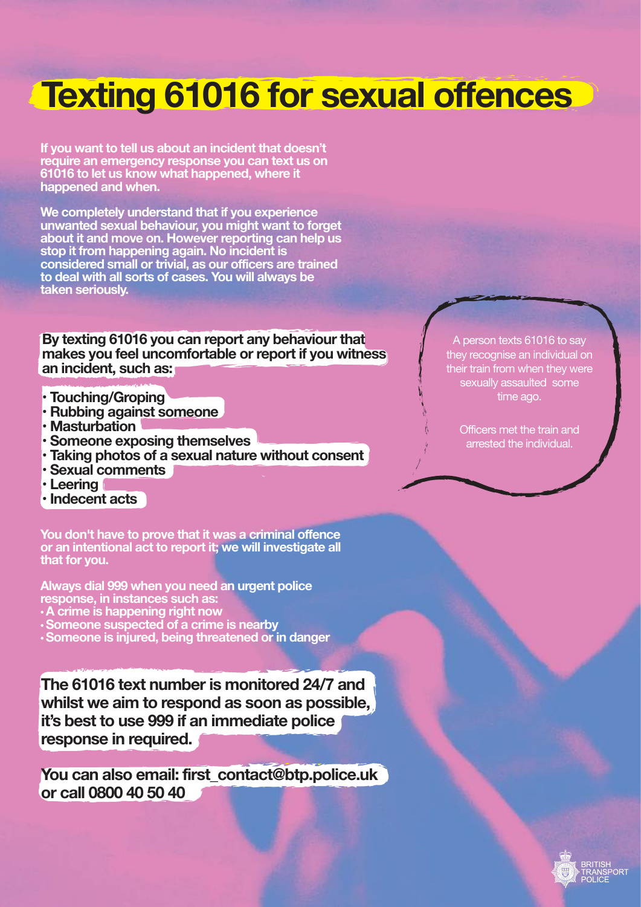# Texting 61016 for sexual offences

**If you want to tell us about an incident that doesn't require an emergency response you can text us on 61016 to let us know what happened, where it happened and when.**

**We completely understand that if you experience unwanted sexual behaviour, you might want to forget about it and move on. However reporting can help us stop it from happening again. No incident is considered small or trivial, as our officers are trained to deal with all sorts of cases. You will always be taken seriously.**

**By texting 61016 you can report any behaviour that makes you feel uncomfortable or report if you witness an incident, such as:**

- **Touching/Groping**
- **Rubbing against someone**
- **Masturbation**
- **Someone exposing themselves**
- **Taking photos of a sexual nature without consent**
- **Sexual comments**
- **Leering**
- **Indecent acts**

A person texts 61016 to say they recognise an individual on their train from when they were sexually assaulted some time ago.

Officers met the train and arrested the individual.

**You don't have to prove that it was a criminal offence or an intentional act to report it; we will investigate all that for you.**

**Always dial 999 when you need an urgent police response, in instances such as:**

- **A crime is happening right now**
- **Someone suspected of a crime is nearby**
- **Someone is injured, being threatened or in danger**

**The 61016 text number is monitored 24/7 and whilst we aim to respond as soon as possible, it's best to use 999 if an immediate police response in required.**

**You can also email: first_contact@btp.police.uk or call 0800 40 50 40**

BRITISH TRANSPORT POLICE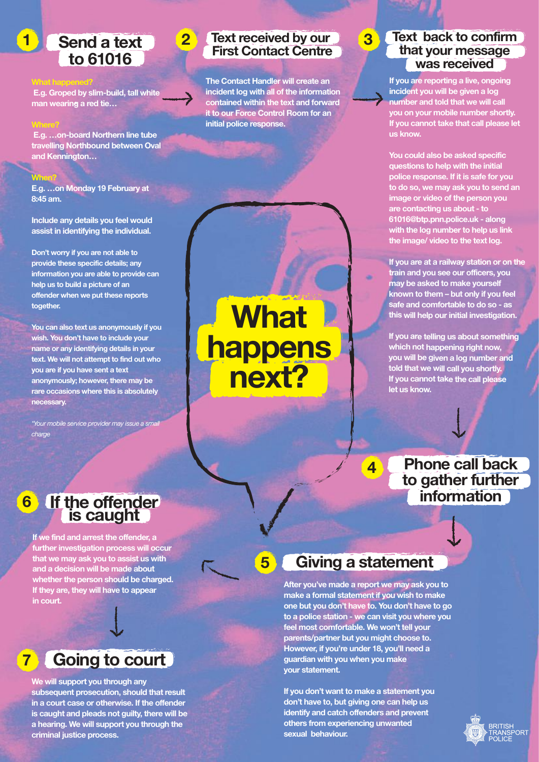# What happens next?

## 1 Send a text to 61016

**What happened?**
E.g. Groped by slim-build, tall white man wearing a red tie…

**Where?**
E.g. …on-board Northern line tube travelling Northbound between Oval and Kennington…

**When?**
E.g. …on Monday 19 February at 8:45 am.

Include any details you feel would assist in identifying the individual.

Don't worry if you are not able to provide these specific details; any information you are able to provide can help us to build a picture of an offender when we put these reports together.

You can also text us anonymously if you wish. You don't have to include your name or any identifying details in your text. We will not attempt to find out who you are if you have sent a text anonymously; however, there may be rare occasions where this is absolutely necessary.

*\*Your mobile service provider may issue a small charge*

## 2 Text received by our First Contact Centre

The Contact Handler will create an incident log with all of the information contained within the text and forward it to our Force Control Room for an initial police response.

## 3 Text back to confirm that your message was received

If you are reporting a live, ongoing incident you will be given a log number and told that we will call you on your mobile number shortly. If you cannot take that call please let us know.

You could also be asked specific questions to help with the initial police response. If it is safe for you to do so, we may ask you to send an image or video of the person you are contacting us about - to 61016@btp.pnn.police.uk - along with the log number to help us link the image/ video to the text log.

If you are at a railway station or on the train and you see our officers, you may be asked to make yourself known to them – but only if you feel safe and comfortable to do so - as this will help our initial investigation.

If you are telling us about something which not happening right now, you will be given a log number and told that we will call you shortly. If you cannot take the call please let us know.

## 4 Phone call back to gather further information

## 5 Giving a statement

After you've made a report we may ask you to make a formal statement if you wish to make one but you don't have to. You don't have to go to a police station - we can visit you where you feel most comfortable. We won't tell your parents/partner but you might choose to. However, if you're under 18, you'll need a guardian with you when you make your statement.

If you don't want to make a statement you don't have to, but giving one can help us identify and catch offenders and prevent others from experiencing unwanted sexual behaviour.

## 6 If the offender is caught

If we find and arrest the offender, a further investigation process will occur that we may ask you to assist us with and a decision will be made about whether the person should be charged. If they are, they will have to appear in court.

## 7 Going to court

We will support you through any subsequent prosecution, should that result in a court case or otherwise. If the offender is caught and pleads not guilty, there will be a hearing. We will support you through the criminal justice process.

BRITISH TRANSPORT POLICE